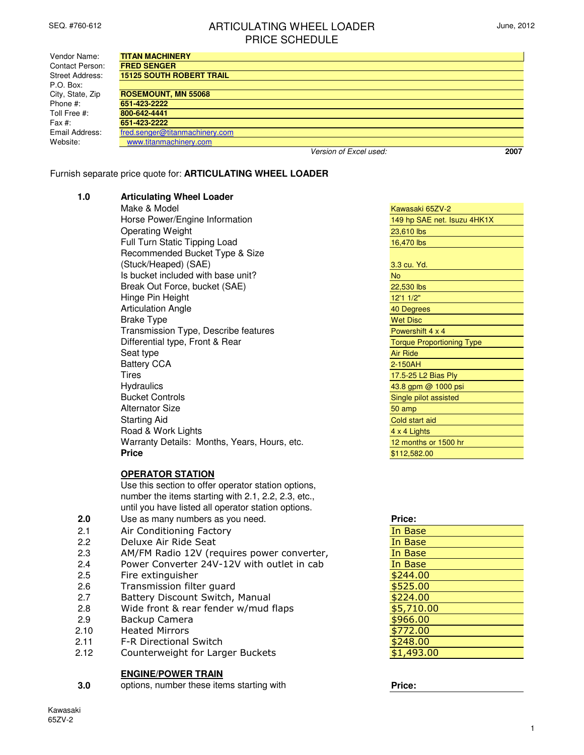SEQ. #760-612

# ARTICULATING WHEEL LOADER
## PRICE SCHEDULE

June, 2012

| | |
|---|---|
| Vendor Name: | **TITAN MACHINERY** |
| Contact Person: | **FRED SENGER** |
| Street Address: | **15125 SOUTH ROBERT TRAIL** |
| P.O. Box: | |
| City, State, Zip | **ROSEMOUNT, MN 55068** |
| Phone #: | **651-423-2222** |
| Toll Free #: | **800-642-4441** |
| Fax #: | **651-423-2222** |
| Email Address: | fred.senger@titanmachinery.com |
| Website: | www.titanmachinery.com |

*Version of Excel used:* **2007**

Furnish separate price quote for: **ARTICULATING WHEEL LOADER**

| | | |
|---|---|---|
| **1.0** | **Articulating Wheel Loader** | |
| | Make & Model | Kawasaki 65ZV-2 |
| | Horse Power/Engine Information | 149 hp SAE net. Isuzu 4HK1X |
| | Operating Weight | 23,610 lbs |
| | Full Turn Static Tipping Load | 16,470 lbs |
| | Recommended Bucket Type & Size (Stuck/Heaped) (SAE) | 3.3 cu. Yd. |
| | Is bucket included with base unit? | No |
| | Break Out Force, bucket (SAE) | 22,530 lbs |
| | Hinge Pin Height | 12'1 1/2" |
| | Articulation Angle | 40 Degrees |
| | Brake Type | Wet Disc |
| | Transmission Type, Describe features | Powershift 4 x 4 |
| | Differential type, Front & Rear | Torque Proportioning Type |
| | Seat type | Air Ride |
| | Battery CCA | 2-150AH |
| | Tires | 17.5-25 L2 Bias Ply |
| | Hydraulics | 43.8 gpm @ 1000 psi |
| | Bucket Controls | Single pilot assisted |
| | Alternator Size | 50 amp |
| | Starting Aid | Cold start aid |
| | Road & Work Lights | 4 x 4 Lights |
| | Warranty Details: Months, Years, Hours, etc. | 12 months or 1500 hr |
| | **Price** | $112,582.00 |

### OPERATOR STATION

| | | |
|---|---|---|
| **2.0** | Use this section to offer operator station options, number the items starting with 2.1, 2.2, 2.3, etc., until you have listed all operator station options. Use as many numbers as you need. | **Price:** |
| 2.1 | Air Conditioning Factory | In Base |
| 2.2 | Deluxe Air Ride Seat | In Base |
| 2.3 | AM/FM Radio 12V (requires power converter, | In Base |
| 2.4 | Power Converter 24V-12V with outlet in cab | In Base |
| 2.5 | Fire extinguisher | $244.00 |
| 2.6 | Transmission filter guard | $525.00 |
| 2.7 | Battery Discount Switch, Manual | $224.00 |
| 2.8 | Wide front & rear fender w/mud flaps | $5,710.00 |
| 2.9 | Backup Camera | $966.00 |
| 2.10 | Heated Mirrors | $772.00 |
| 2.11 | F-R Directional Switch | $248.00 |
| 2.12 | Counterweight for Larger Buckets | $1,493.00 |

### ENGINE/POWER TRAIN

| | | |
|---|---|---|
| **3.0** | options, number these items starting with | **Price:** |

Kawasaki
65ZV-2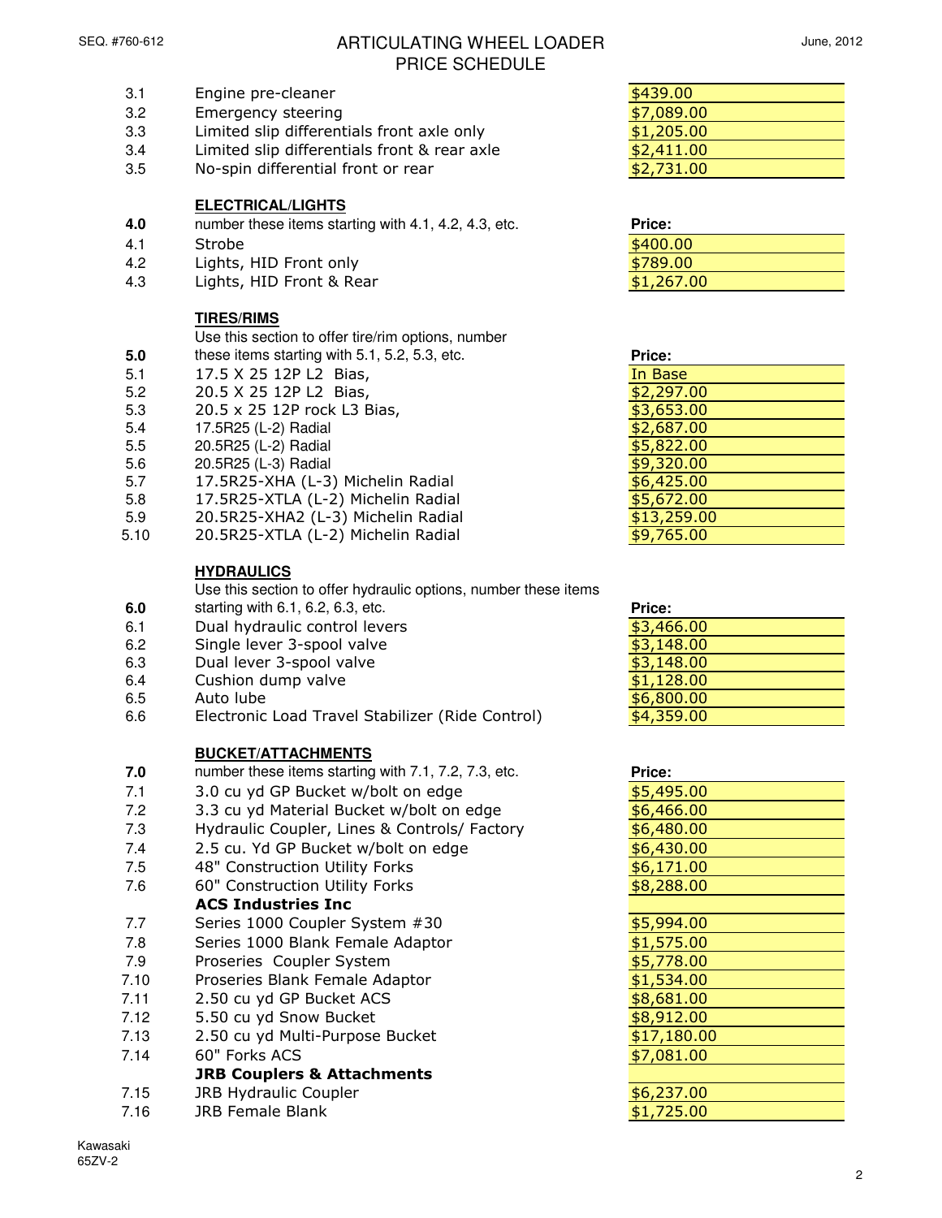# ARTICULATING WHEEL LOADER
# PRICE SCHEDULE

| | | |
|---|---|---|
| 3.1 | Engine pre-cleaner | $439.00 |
| 3.2 | Emergency steering | $7,089.00 |
| 3.3 | Limited slip differentials front axle only | $1,205.00 |
| 3.4 | Limited slip differentials front & rear axle | $2,411.00 |
| 3.5 | No-spin differential front or rear | $2,731.00 |

## ELECTRICAL/LIGHTS

| | | |
|---|---|---|
| **4.0** | number these items starting with 4.1, 4.2, 4.3, etc. | **Price:** |
| 4.1 | Strobe | $400.00 |
| 4.2 | Lights, HID Front only | $789.00 |
| 4.3 | Lights, HID Front & Rear | $1,267.00 |

## TIRES/RIMS

| | | |
|---|---|---|
| **5.0** | Use this section to offer tire/rim options, number these items starting with 5.1, 5.2, 5.3, etc. | **Price:** |
| 5.1 | 17.5 X 25 12P L2 Bias, | In Base |
| 5.2 | 20.5 X 25 12P L2 Bias, | $2,297.00 |
| 5.3 | 20.5 x 25 12P rock L3 Bias, | $3,653.00 |
| 5.4 | 17.5R25 (L-2) Radial | $2,687.00 |
| 5.5 | 20.5R25 (L-2) Radial | $5,822.00 |
| 5.6 | 20.5R25 (L-3) Radial | $9,320.00 |
| 5.7 | 17.5R25-XHA (L-3) Michelin Radial | $6,425.00 |
| 5.8 | 17.5R25-XTLA (L-2) Michelin Radial | $5,672.00 |
| 5.9 | 20.5R25-XHA2 (L-3) Michelin Radial | $13,259.00 |
| 5.10 | 20.5R25-XTLA (L-2) Michelin Radial | $9,765.00 |

## HYDRAULICS

| | | |
|---|---|---|
| **6.0** | Use this section to offer hydraulic options, number these items starting with 6.1, 6.2, 6.3, etc. | **Price:** |
| 6.1 | Dual hydraulic control levers | $3,466.00 |
| 6.2 | Single lever 3-spool valve | $3,148.00 |
| 6.3 | Dual lever 3-spool valve | $3,148.00 |
| 6.4 | Cushion dump valve | $1,128.00 |
| 6.5 | Auto lube | $6,800.00 |
| 6.6 | Electronic Load Travel Stabilizer (Ride Control) | $4,359.00 |

## BUCKET/ATTACHMENTS

| | | |
|---|---|---|
| **7.0** | number these items starting with 7.1, 7.2, 7.3, etc. | **Price:** |
| 7.1 | 3.0 cu yd GP Bucket w/bolt on edge | $5,495.00 |
| 7.2 | 3.3 cu yd Material Bucket w/bolt on edge | $6,466.00 |
| 7.3 | Hydraulic Coupler, Lines & Controls/ Factory | $6,480.00 |
| 7.4 | 2.5 cu. Yd GP Bucket w/bolt on edge | $6,430.00 |
| 7.5 | 48" Construction Utility Forks | $6,171.00 |
| 7.6 | 60" Construction Utility Forks | $8,288.00 |
| | **ACS Industries Inc** | |
| 7.7 | Series 1000 Coupler System #30 | $5,994.00 |
| 7.8 | Series 1000 Blank Female Adaptor | $1,575.00 |
| 7.9 | Proseries Coupler System | $5,778.00 |
| 7.10 | Proseries Blank Female Adaptor | $1,534.00 |
| 7.11 | 2.50 cu yd GP Bucket ACS | $8,681.00 |
| 7.12 | 5.50 cu yd Snow Bucket | $8,912.00 |
| 7.13 | 2.50 cu yd Multi-Purpose Bucket | $17,180.00 |
| 7.14 | 60" Forks ACS | $7,081.00 |
| | **JRB Couplers & Attachments** | |
| 7.15 | JRB Hydraulic Coupler | $6,237.00 |
| 7.16 | JRB Female Blank | $1,725.00 |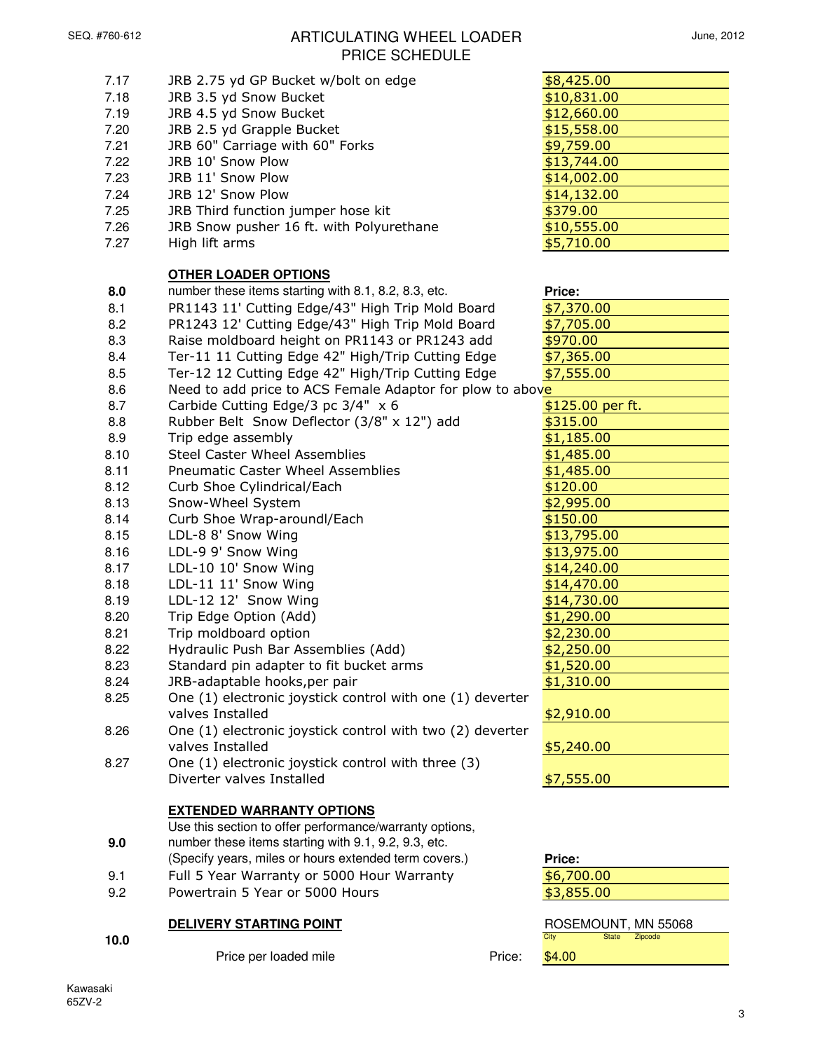# ARTICULATING WHEEL LOADER
## PRICE SCHEDULE

| | | |
|---|---|---|
| 7.17 | JRB 2.75 yd GP Bucket w/bolt on edge | $8,425.00 |
| 7.18 | JRB 3.5 yd Snow Bucket | $10,831.00 |
| 7.19 | JRB 4.5 yd Snow Bucket | $12,660.00 |
| 7.20 | JRB 2.5 yd Grapple Bucket | $15,558.00 |
| 7.21 | JRB 60" Carriage with 60" Forks | $9,759.00 |
| 7.22 | JRB 10' Snow Plow | $13,744.00 |
| 7.23 | JRB 11' Snow Plow | $14,002.00 |
| 7.24 | JRB 12' Snow Plow | $14,132.00 |
| 7.25 | JRB Third function jumper hose kit | $379.00 |
| 7.26 | JRB Snow pusher 16 ft. with Polyurethane | $10,555.00 |
| 7.27 | High lift arms | $5,710.00 |

### OTHER LOADER OPTIONS

| | | |
|---|---|---|
| **8.0** | number these items starting with 8.1, 8.2, 8.3, etc. | **Price:** |
| 8.1 | PR1143 11' Cutting Edge/43" High Trip Mold Board | $7,370.00 |
| 8.2 | PR1243 12' Cutting Edge/43" High Trip Mold Board | $7,705.00 |
| 8.3 | Raise moldboard height on PR1143 or PR1243 add | $970.00 |
| 8.4 | Ter-11 11 Cutting Edge 42" High/Trip Cutting Edge | $7,365.00 |
| 8.5 | Ter-12 12 Cutting Edge 42" High/Trip Cutting Edge | $7,555.00 |
| 8.6 | Need to add price to ACS Female Adaptor for plow to above | |
| 8.7 | Carbide Cutting Edge/3 pc 3/4" x 6 | $125.00 per ft. |
| 8.8 | Rubber Belt Snow Deflector (3/8" x 12") add | $315.00 |
| 8.9 | Trip edge assembly | $1,185.00 |
| 8.10 | Steel Caster Wheel Assemblies | $1,485.00 |
| 8.11 | Pneumatic Caster Wheel Assemblies | $1,485.00 |
| 8.12 | Curb Shoe Cylindrical/Each | $120.00 |
| 8.13 | Snow-Wheel System | $2,995.00 |
| 8.14 | Curb Shoe Wrap-aroundl/Each | $150.00 |
| 8.15 | LDL-8 8' Snow Wing | $13,795.00 |
| 8.16 | LDL-9 9' Snow Wing | $13,975.00 |
| 8.17 | LDL-10 10' Snow Wing | $14,240.00 |
| 8.18 | LDL-11 11' Snow Wing | $14,470.00 |
| 8.19 | LDL-12 12' Snow Wing | $14,730.00 |
| 8.20 | Trip Edge Option (Add) | $1,290.00 |
| 8.21 | Trip moldboard option | $2,230.00 |
| 8.22 | Hydraulic Push Bar Assemblies (Add) | $2,250.00 |
| 8.23 | Standard pin adapter to fit bucket arms | $1,520.00 |
| 8.24 | JRB-adaptable hooks,per pair | $1,310.00 |
| 8.25 | One (1) electronic joystick control with one (1) deverter valves Installed | $2,910.00 |
| 8.26 | One (1) electronic joystick control with two (2) deverter valves Installed | $5,240.00 |
| 8.27 | One (1) electronic joystick control with three (3) Diverter valves Installed | $7,555.00 |

### EXTENDED WARRANTY OPTIONS

| | | |
|---|---|---|
| **9.0** | Use this section to offer performance/warranty options, number these items starting with 9.1, 9.2, 9.3, etc. (Specify years, miles or hours extended term covers.) | **Price:** |
| 9.1 | Full 5 Year Warranty or 5000 Hour Warranty | $6,700.00 |
| 9.2 | Powertrain 5 Year or 5000 Hours | $3,855.00 |

### DELIVERY STARTING POINT

| | | |
|---|---|---|
| **10.0** | | ROSEMOUNT, MN 55068 (City State Zipcode) |
| | Price per loaded mile — Price: | $4.00 |

Kawasaki
65ZV-2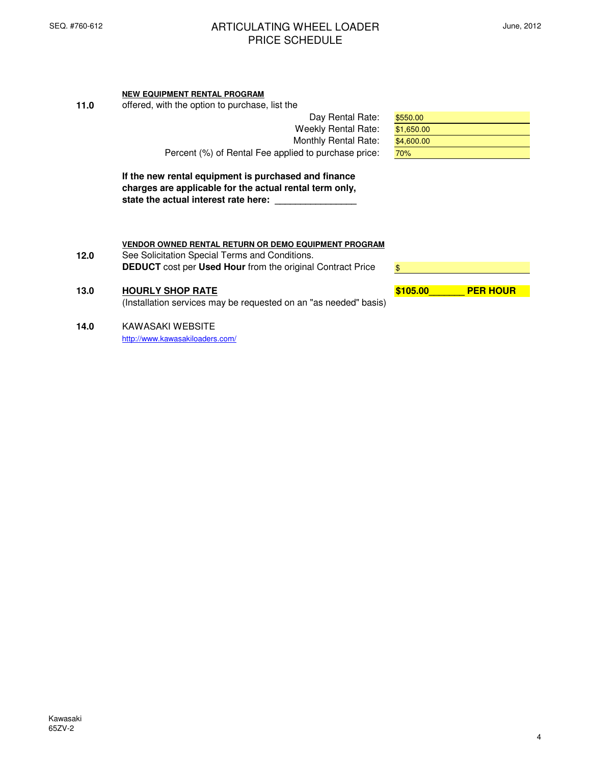# ARTICULATING WHEEL LOADER
## PRICE SCHEDULE

SEQ. #760-612

June, 2012

**NEW EQUIPMENT RENTAL PROGRAM**

**11.0** offered, with the option to purchase, list the

| | |
|---|---|
| Day Rental Rate: | $550.00 |
| Weekly Rental Rate: | $1,650.00 |
| Monthly Rental Rate: | $4,600.00 |
| Percent (%) of Rental Fee applied to purchase price: | 70% |

**If the new rental equipment is purchased and finance charges are applicable for the actual rental term only, state the actual interest rate here: _______________**

**VENDOR OWNED RENTAL RETURN OR DEMO EQUIPMENT PROGRAM**

**12.0** See Solicitation Special Terms and Conditions.
**DEDUCT** cost per **Used Hour** from the original Contract Price $

**13.0** **HOURLY SHOP RATE** **$105.00_______ PER HOUR**
(Installation services may be requested on an "as needed" basis)

**14.0** KAWASAKI WEBSITE
http://www.kawasakiloaders.com/

Kawasaki
65ZV-2